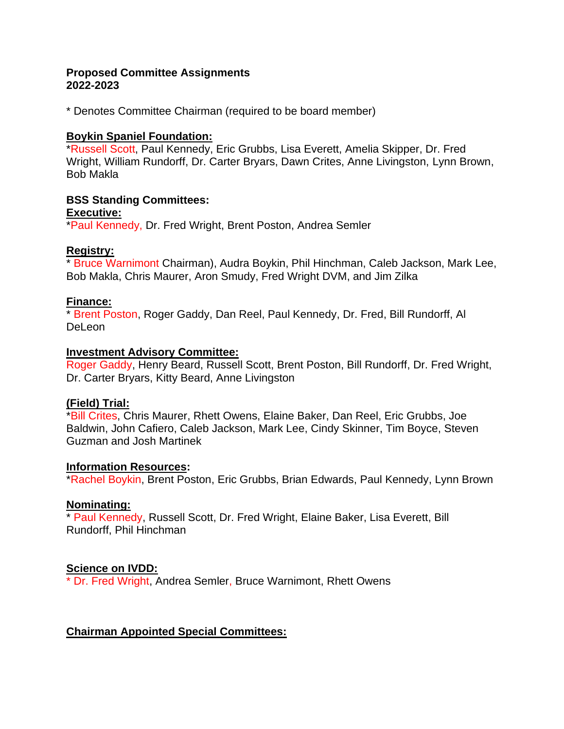**Proposed Committee Assignments**
**2022-2023**

* Denotes Committee Chairman (required to be board member)

**Boykin Spaniel Foundation:**
*Russell Scott, Paul Kennedy, Eric Grubbs, Lisa Everett, Amelia Skipper, Dr. Fred Wright, William Rundorff, Dr. Carter Bryars, Dawn Crites, Anne Livingston, Lynn Brown, Bob Makla

**BSS Standing Committees:**

**Executive:**
*Paul Kennedy, Dr. Fred Wright, Brent Poston, Andrea Semler

**Registry:**
* Bruce Warnimont Chairman), Audra Boykin, Phil Hinchman, Caleb Jackson, Mark Lee, Bob Makla, Chris Maurer, Aron Smudy, Fred Wright DVM, and Jim Zilka

**Finance:**
* Brent Poston, Roger Gaddy, Dan Reel, Paul Kennedy, Dr. Fred, Bill Rundorff, Al DeLeon

**Investment Advisory Committee:**
Roger Gaddy, Henry Beard, Russell Scott, Brent Poston, Bill Rundorff, Dr. Fred Wright, Dr. Carter Bryars, Kitty Beard, Anne Livingston

**(Field) Trial:**
*Bill Crites, Chris Maurer, Rhett Owens, Elaine Baker, Dan Reel, Eric Grubbs, Joe Baldwin, John Cafiero, Caleb Jackson, Mark Lee, Cindy Skinner, Tim Boyce, Steven Guzman and Josh Martinek

**Information Resources:**
*Rachel Boykin, Brent Poston, Eric Grubbs, Brian Edwards, Paul Kennedy, Lynn Brown

**Nominating:**
* Paul Kennedy, Russell Scott, Dr. Fred Wright, Elaine Baker, Lisa Everett, Bill Rundorff, Phil Hinchman

**Science on IVDD:**
* Dr. Fred Wright, Andrea Semler, Bruce Warnimont, Rhett Owens

**Chairman Appointed Special Committees:**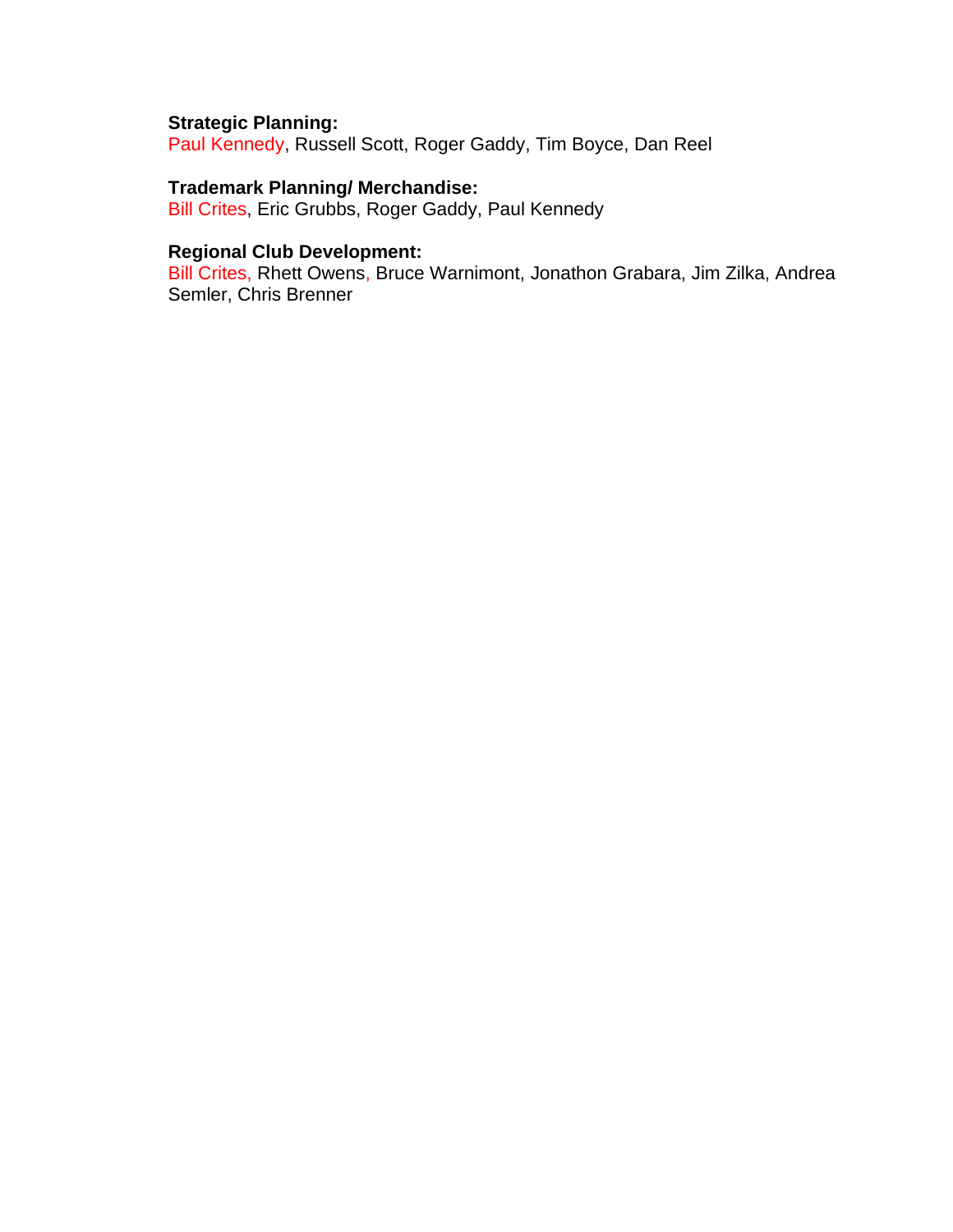**Strategic Planning:**
Paul Kennedy, Russell Scott, Roger Gaddy, Tim Boyce, Dan Reel

**Trademark Planning/ Merchandise:**
Bill Crites, Eric Grubbs, Roger Gaddy, Paul Kennedy

**Regional Club Development:**
Bill Crites, Rhett Owens, Bruce Warnimont, Jonathon Grabara, Jim Zilka, Andrea Semler, Chris Brenner